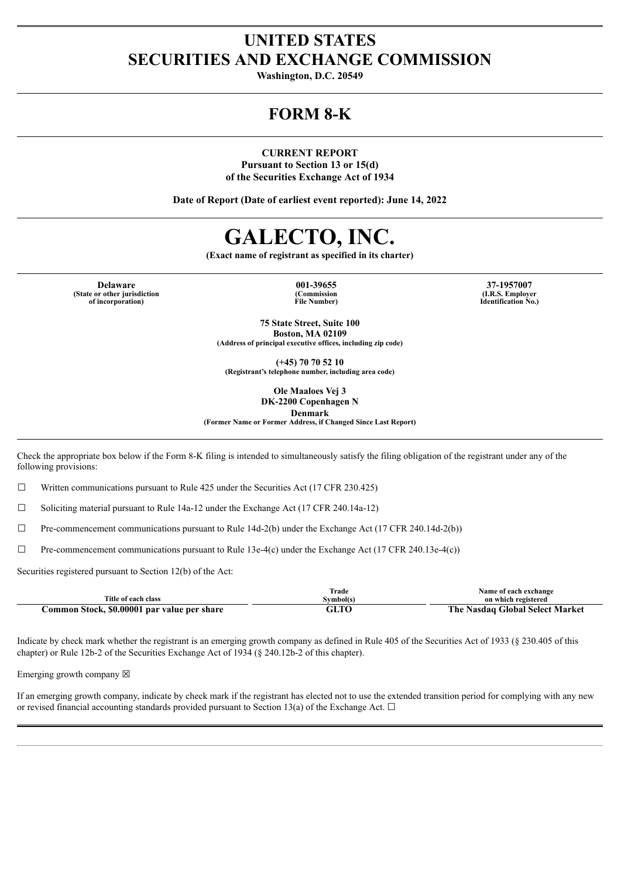# UNITED STATES
# SECURITIES AND EXCHANGE COMMISSION

**Washington, D.C. 20549**

# FORM 8-K

**CURRENT REPORT**
**Pursuant to Section 13 or 15(d)**
**of the Securities Exchange Act of 1934**

**Date of Report (Date of earliest event reported): June 14, 2022**

# GALECTO, INC.

**(Exact name of registrant as specified in its charter)**

| **Delaware** | **001-39655** | **37-1957007** |
|---|---|---|
| **(State or other jurisdiction of incorporation)** | **(Commission File Number)** | **(I.R.S. Employer Identification No.)** |

**75 State Street, Suite 100**
**Boston, MA 02109**
**(Address of principal executive offices, including zip code)**

**(+45) 70 70 52 10**
**(Registrant's telephone number, including area code)**

**Ole Maaloes Vej 3**
**DK-2200 Copenhagen N**
**Denmark**
**(Former Name or Former Address, if Changed Since Last Report)**

Check the appropriate box below if the Form 8-K filing is intended to simultaneously satisfy the filing obligation of the registrant under any of the following provisions:

☐ Written communications pursuant to Rule 425 under the Securities Act (17 CFR 230.425)

☐ Soliciting material pursuant to Rule 14a-12 under the Exchange Act (17 CFR 240.14a-12)

☐ Pre-commencement communications pursuant to Rule 14d-2(b) under the Exchange Act (17 CFR 240.14d-2(b))

☐ Pre-commencement communications pursuant to Rule 13e-4(c) under the Exchange Act (17 CFR 240.13e-4(c))

Securities registered pursuant to Section 12(b) of the Act:

| Title of each class | Trade Symbol(s) | Name of each exchange on which registered |
|---|---|---|
| **Common Stock, $0.00001 par value per share** | **GLTO** | **The Nasdaq Global Select Market** |

Indicate by check mark whether the registrant is an emerging growth company as defined in Rule 405 of the Securities Act of 1933 (§ 230.405 of this chapter) or Rule 12b-2 of the Securities Exchange Act of 1934 (§ 240.12b-2 of this chapter).

Emerging growth company ☒

If an emerging growth company, indicate by check mark if the registrant has elected not to use the extended transition period for complying with any new or revised financial accounting standards provided pursuant to Section 13(a) of the Exchange Act. ☐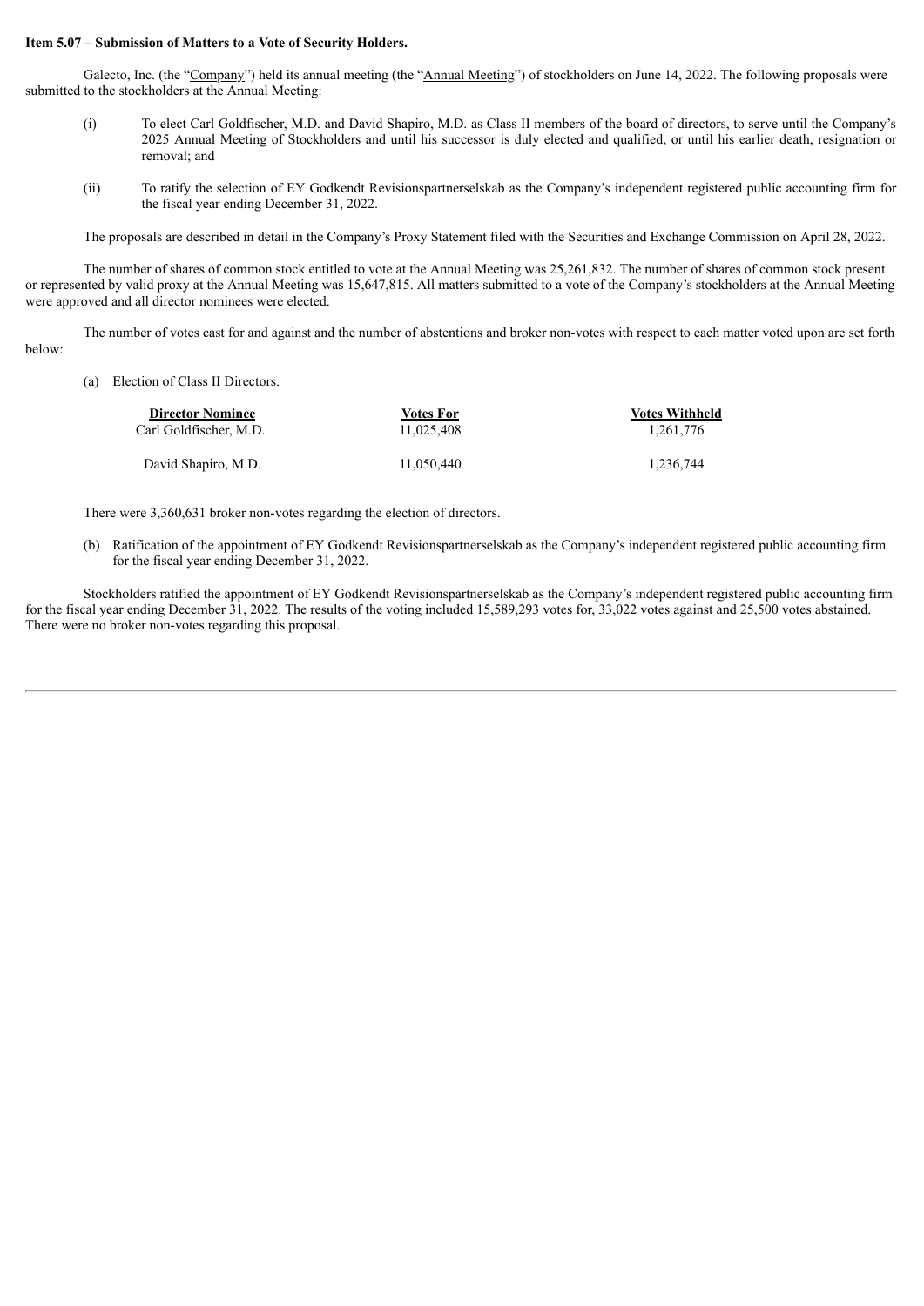**Item 5.07 – Submission of Matters to a Vote of Security Holders.**

Galecto, Inc. (the "Company") held its annual meeting (the "Annual Meeting") of stockholders on June 14, 2022. The following proposals were submitted to the stockholders at the Annual Meeting:

(i) To elect Carl Goldfischer, M.D. and David Shapiro, M.D. as Class II members of the board of directors, to serve until the Company's 2025 Annual Meeting of Stockholders and until his successor is duly elected and qualified, or until his earlier death, resignation or removal; and

(ii) To ratify the selection of EY Godkendt Revisionspartnerselskab as the Company's independent registered public accounting firm for the fiscal year ending December 31, 2022.

The proposals are described in detail in the Company's Proxy Statement filed with the Securities and Exchange Commission on April 28, 2022.

The number of shares of common stock entitled to vote at the Annual Meeting was 25,261,832. The number of shares of common stock present or represented by valid proxy at the Annual Meeting was 15,647,815. All matters submitted to a vote of the Company's stockholders at the Annual Meeting were approved and all director nominees were elected.

The number of votes cast for and against and the number of abstentions and broker non-votes with respect to each matter voted upon are set forth below:

(a) Election of Class II Directors.

| Director Nominee | Votes For | Votes Withheld |
|---|---|---|
| Carl Goldfischer, M.D. | 11,025,408 | 1,261,776 |
| David Shapiro, M.D. | 11,050,440 | 1,236,744 |

There were 3,360,631 broker non-votes regarding the election of directors.

(b) Ratification of the appointment of EY Godkendt Revisionspartnerselskab as the Company's independent registered public accounting firm for the fiscal year ending December 31, 2022.

Stockholders ratified the appointment of EY Godkendt Revisionspartnerselskab as the Company's independent registered public accounting firm for the fiscal year ending December 31, 2022. The results of the voting included 15,589,293 votes for, 33,022 votes against and 25,500 votes abstained. There were no broker non-votes regarding this proposal.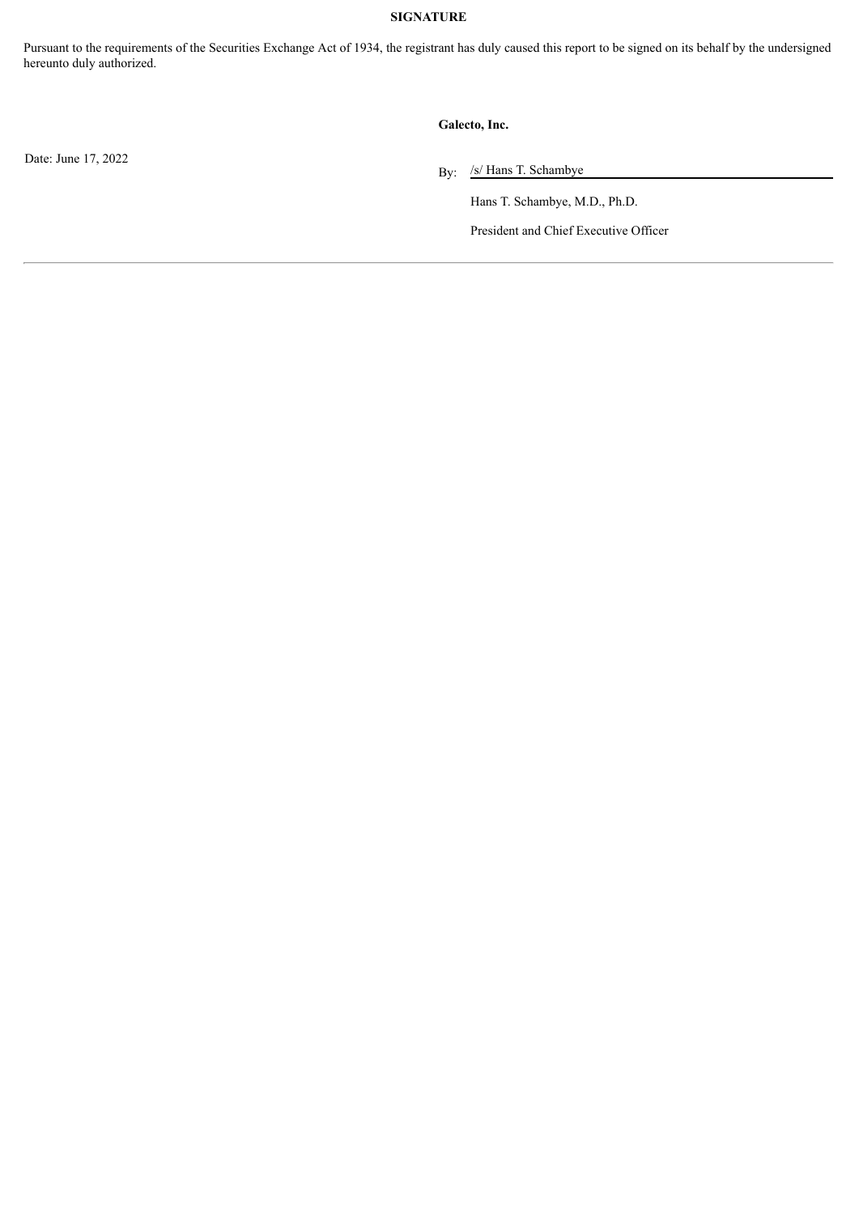**SIGNATURE**

Pursuant to the requirements of the Securities Exchange Act of 1934, the registrant has duly caused this report to be signed on its behalf by the undersigned hereunto duly authorized.

**Galecto, Inc.**

Date: June 17, 2022

By: /s/ Hans T. Schambye

Hans T. Schambye, M.D., Ph.D.

President and Chief Executive Officer